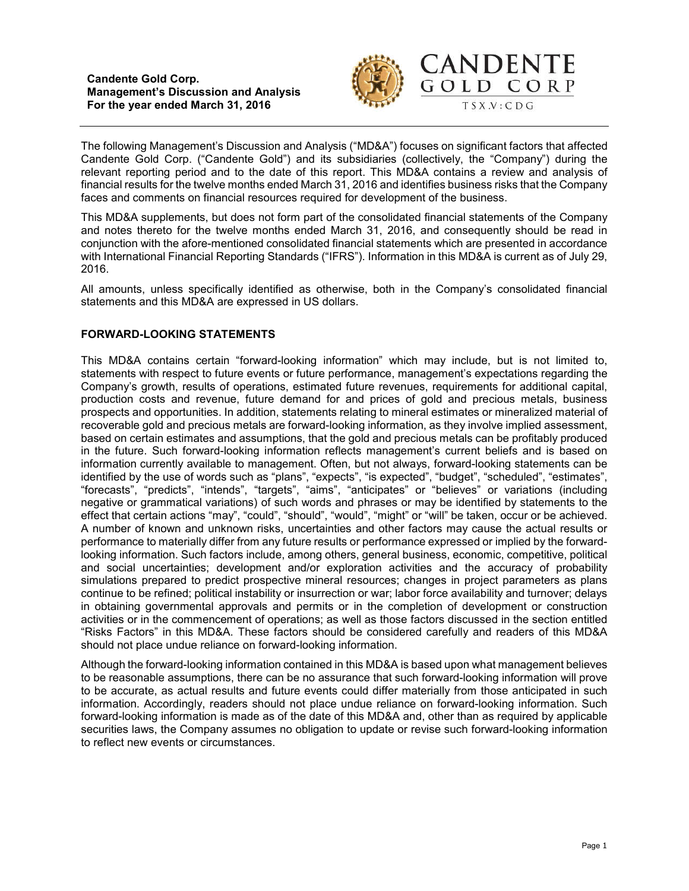**Candente Gold Corp.**
**Management's Discussion and Analysis**
**For the year ended March 31, 2016**

CANDENTE GOLD CORP
TSX.V:CDG

The following Management's Discussion and Analysis ("MD&A") focuses on significant factors that affected Candente Gold Corp. ("Candente Gold") and its subsidiaries (collectively, the "Company") during the relevant reporting period and to the date of this report. This MD&A contains a review and analysis of financial results for the twelve months ended March 31, 2016 and identifies business risks that the Company faces and comments on financial resources required for development of the business.

This MD&A supplements, but does not form part of the consolidated financial statements of the Company and notes thereto for the twelve months ended March 31, 2016, and consequently should be read in conjunction with the afore-mentioned consolidated financial statements which are presented in accordance with International Financial Reporting Standards ("IFRS"). Information in this MD&A is current as of July 29, 2016.

All amounts, unless specifically identified as otherwise, both in the Company's consolidated financial statements and this MD&A are expressed in US dollars.

## FORWARD-LOOKING STATEMENTS

This MD&A contains certain "forward-looking information" which may include, but is not limited to, statements with respect to future events or future performance, management's expectations regarding the Company's growth, results of operations, estimated future revenues, requirements for additional capital, production costs and revenue, future demand for and prices of gold and precious metals, business prospects and opportunities. In addition, statements relating to mineral estimates or mineralized material of recoverable gold and precious metals are forward-looking information, as they involve implied assessment, based on certain estimates and assumptions, that the gold and precious metals can be profitably produced in the future. Such forward-looking information reflects management's current beliefs and is based on information currently available to management. Often, but not always, forward-looking statements can be identified by the use of words such as "plans", "expects", "is expected", "budget", "scheduled", "estimates", "forecasts", "predicts", "intends", "targets", "aims", "anticipates" or "believes" or variations (including negative or grammatical variations) of such words and phrases or may be identified by statements to the effect that certain actions "may", "could", "should", "would", "might" or "will" be taken, occur or be achieved. A number of known and unknown risks, uncertainties and other factors may cause the actual results or performance to materially differ from any future results or performance expressed or implied by the forward-looking information. Such factors include, among others, general business, economic, competitive, political and social uncertainties; development and/or exploration activities and the accuracy of probability simulations prepared to predict prospective mineral resources; changes in project parameters as plans continue to be refined; political instability or insurrection or war; labor force availability and turnover; delays in obtaining governmental approvals and permits or in the completion of development or construction activities or in the commencement of operations; as well as those factors discussed in the section entitled "Risks Factors" in this MD&A. These factors should be considered carefully and readers of this MD&A should not place undue reliance on forward-looking information.

Although the forward-looking information contained in this MD&A is based upon what management believes to be reasonable assumptions, there can be no assurance that such forward-looking information will prove to be accurate, as actual results and future events could differ materially from those anticipated in such information. Accordingly, readers should not place undue reliance on forward-looking information. Such forward-looking information is made as of the date of this MD&A and, other than as required by applicable securities laws, the Company assumes no obligation to update or revise such forward-looking information to reflect new events or circumstances.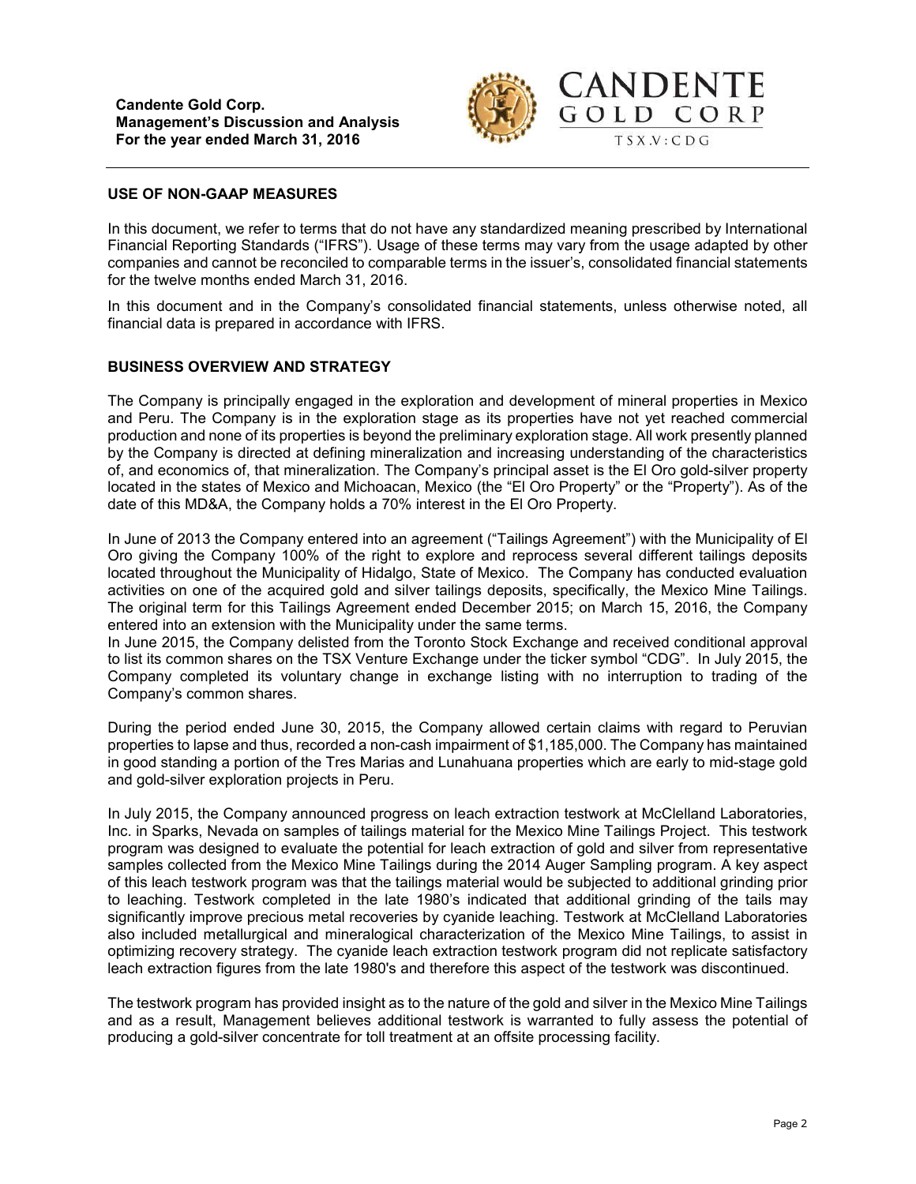## USE OF NON-GAAP MEASURES

In this document, we refer to terms that do not have any standardized meaning prescribed by International Financial Reporting Standards ("IFRS"). Usage of these terms may vary from the usage adapted by other companies and cannot be reconciled to comparable terms in the issuer's, consolidated financial statements for the twelve months ended March 31, 2016.

In this document and in the Company's consolidated financial statements, unless otherwise noted, all financial data is prepared in accordance with IFRS.

## BUSINESS OVERVIEW AND STRATEGY

The Company is principally engaged in the exploration and development of mineral properties in Mexico and Peru. The Company is in the exploration stage as its properties have not yet reached commercial production and none of its properties is beyond the preliminary exploration stage. All work presently planned by the Company is directed at defining mineralization and increasing understanding of the characteristics of, and economics of, that mineralization. The Company's principal asset is the El Oro gold-silver property located in the states of Mexico and Michoacan, Mexico (the "El Oro Property" or the "Property"). As of the date of this MD&A, the Company holds a 70% interest in the El Oro Property.

In June of 2013 the Company entered into an agreement ("Tailings Agreement") with the Municipality of El Oro giving the Company 100% of the right to explore and reprocess several different tailings deposits located throughout the Municipality of Hidalgo, State of Mexico. The Company has conducted evaluation activities on one of the acquired gold and silver tailings deposits, specifically, the Mexico Mine Tailings. The original term for this Tailings Agreement ended December 2015; on March 15, 2016, the Company entered into an extension with the Municipality under the same terms.

In June 2015, the Company delisted from the Toronto Stock Exchange and received conditional approval to list its common shares on the TSX Venture Exchange under the ticker symbol "CDG". In July 2015, the Company completed its voluntary change in exchange listing with no interruption to trading of the Company's common shares.

During the period ended June 30, 2015, the Company allowed certain claims with regard to Peruvian properties to lapse and thus, recorded a non-cash impairment of $1,185,000. The Company has maintained in good standing a portion of the Tres Marias and Lunahuana properties which are early to mid-stage gold and gold-silver exploration projects in Peru.

In July 2015, the Company announced progress on leach extraction testwork at McClelland Laboratories, Inc. in Sparks, Nevada on samples of tailings material for the Mexico Mine Tailings Project. This testwork program was designed to evaluate the potential for leach extraction of gold and silver from representative samples collected from the Mexico Mine Tailings during the 2014 Auger Sampling program. A key aspect of this leach testwork program was that the tailings material would be subjected to additional grinding prior to leaching. Testwork completed in the late 1980's indicated that additional grinding of the tails may significantly improve precious metal recoveries by cyanide leaching. Testwork at McClelland Laboratories also included metallurgical and mineralogical characterization of the Mexico Mine Tailings, to assist in optimizing recovery strategy. The cyanide leach extraction testwork program did not replicate satisfactory leach extraction figures from the late 1980's and therefore this aspect of the testwork was discontinued.

The testwork program has provided insight as to the nature of the gold and silver in the Mexico Mine Tailings and as a result, Management believes additional testwork is warranted to fully assess the potential of producing a gold-silver concentrate for toll treatment at an offsite processing facility.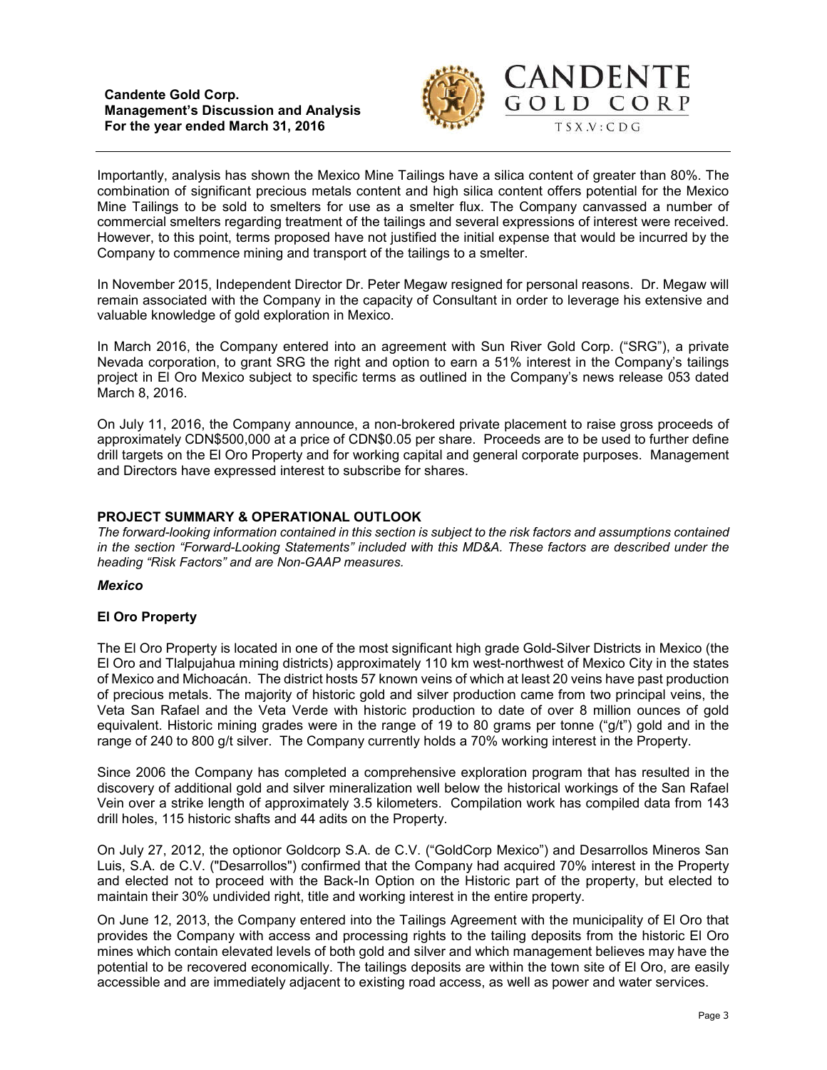Importantly, analysis has shown the Mexico Mine Tailings have a silica content of greater than 80%. The combination of significant precious metals content and high silica content offers potential for the Mexico Mine Tailings to be sold to smelters for use as a smelter flux. The Company canvassed a number of commercial smelters regarding treatment of the tailings and several expressions of interest were received. However, to this point, terms proposed have not justified the initial expense that would be incurred by the Company to commence mining and transport of the tailings to a smelter.

In November 2015, Independent Director Dr. Peter Megaw resigned for personal reasons. Dr. Megaw will remain associated with the Company in the capacity of Consultant in order to leverage his extensive and valuable knowledge of gold exploration in Mexico.

In March 2016, the Company entered into an agreement with Sun River Gold Corp. ("SRG"), a private Nevada corporation, to grant SRG the right and option to earn a 51% interest in the Company's tailings project in El Oro Mexico subject to specific terms as outlined in the Company's news release 053 dated March 8, 2016.

On July 11, 2016, the Company announce, a non-brokered private placement to raise gross proceeds of approximately CDN$500,000 at a price of CDN$0.05 per share. Proceeds are to be used to further define drill targets on the El Oro Property and for working capital and general corporate purposes. Management and Directors have expressed interest to subscribe for shares.

## PROJECT SUMMARY & OPERATIONAL OUTLOOK

*The forward-looking information contained in this section is subject to the risk factors and assumptions contained in the section "Forward-Looking Statements" included with this MD&A. These factors are described under the heading "Risk Factors" and are Non-GAAP measures.*

### *Mexico*

### El Oro Property

The El Oro Property is located in one of the most significant high grade Gold-Silver Districts in Mexico (the El Oro and Tlalpujahua mining districts) approximately 110 km west-northwest of Mexico City in the states of Mexico and Michoacán. The district hosts 57 known veins of which at least 20 veins have past production of precious metals. The majority of historic gold and silver production came from two principal veins, the Veta San Rafael and the Veta Verde with historic production to date of over 8 million ounces of gold equivalent. Historic mining grades were in the range of 19 to 80 grams per tonne ("g/t") gold and in the range of 240 to 800 g/t silver. The Company currently holds a 70% working interest in the Property.

Since 2006 the Company has completed a comprehensive exploration program that has resulted in the discovery of additional gold and silver mineralization well below the historical workings of the San Rafael Vein over a strike length of approximately 3.5 kilometers. Compilation work has compiled data from 143 drill holes, 115 historic shafts and 44 adits on the Property.

On July 27, 2012, the optionor Goldcorp S.A. de C.V. ("GoldCorp Mexico") and Desarrollos Mineros San Luis, S.A. de C.V. ("Desarrollos") confirmed that the Company had acquired 70% interest in the Property and elected not to proceed with the Back-In Option on the Historic part of the property, but elected to maintain their 30% undivided right, title and working interest in the entire property.

On June 12, 2013, the Company entered into the Tailings Agreement with the municipality of El Oro that provides the Company with access and processing rights to the tailing deposits from the historic El Oro mines which contain elevated levels of both gold and silver and which management believes may have the potential to be recovered economically. The tailings deposits are within the town site of El Oro, are easily accessible and are immediately adjacent to existing road access, as well as power and water services.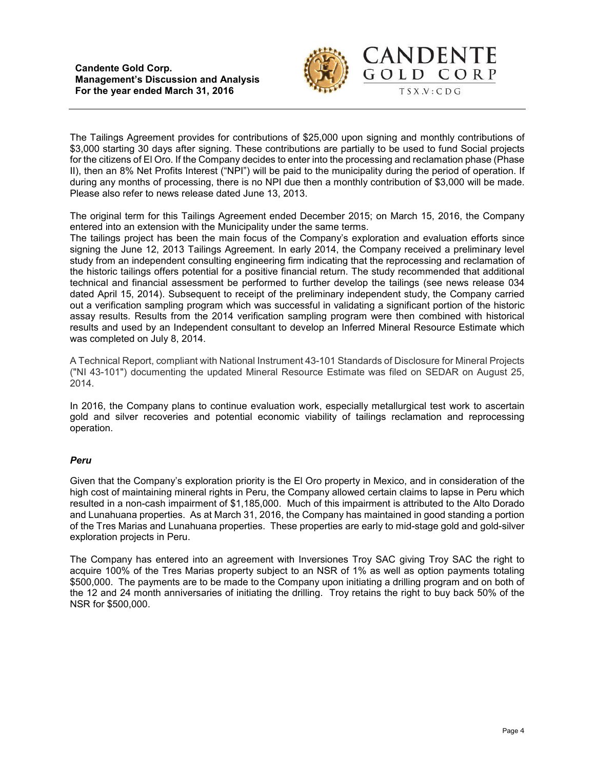The Tailings Agreement provides for contributions of $25,000 upon signing and monthly contributions of $3,000 starting 30 days after signing. These contributions are partially to be used to fund Social projects for the citizens of El Oro. If the Company decides to enter into the processing and reclamation phase (Phase II), then an 8% Net Profits Interest ("NPI") will be paid to the municipality during the period of operation. If during any months of processing, there is no NPI due then a monthly contribution of $3,000 will be made. Please also refer to news release dated June 13, 2013.

The original term for this Tailings Agreement ended December 2015; on March 15, 2016, the Company entered into an extension with the Municipality under the same terms.

The tailings project has been the main focus of the Company's exploration and evaluation efforts since signing the June 12, 2013 Tailings Agreement. In early 2014, the Company received a preliminary level study from an independent consulting engineering firm indicating that the reprocessing and reclamation of the historic tailings offers potential for a positive financial return. The study recommended that additional technical and financial assessment be performed to further develop the tailings (see news release 034 dated April 15, 2014). Subsequent to receipt of the preliminary independent study, the Company carried out a verification sampling program which was successful in validating a significant portion of the historic assay results. Results from the 2014 verification sampling program were then combined with historical results and used by an Independent consultant to develop an Inferred Mineral Resource Estimate which was completed on July 8, 2014.

A Technical Report, compliant with National Instrument 43-101 Standards of Disclosure for Mineral Projects ("NI 43-101") documenting the updated Mineral Resource Estimate was filed on SEDAR on August 25, 2014.

In 2016, the Company plans to continue evaluation work, especially metallurgical test work to ascertain gold and silver recoveries and potential economic viability of tailings reclamation and reprocessing operation.

### *Peru*

Given that the Company's exploration priority is the El Oro property in Mexico, and in consideration of the high cost of maintaining mineral rights in Peru, the Company allowed certain claims to lapse in Peru which resulted in a non-cash impairment of $1,185,000. Much of this impairment is attributed to the Alto Dorado and Lunahuana properties. As at March 31, 2016, the Company has maintained in good standing a portion of the Tres Marias and Lunahuana properties. These properties are early to mid-stage gold and gold-silver exploration projects in Peru.

The Company has entered into an agreement with Inversiones Troy SAC giving Troy SAC the right to acquire 100% of the Tres Marias property subject to an NSR of 1% as well as option payments totaling $500,000. The payments are to be made to the Company upon initiating a drilling program and on both of the 12 and 24 month anniversaries of initiating the drilling. Troy retains the right to buy back 50% of the NSR for $500,000.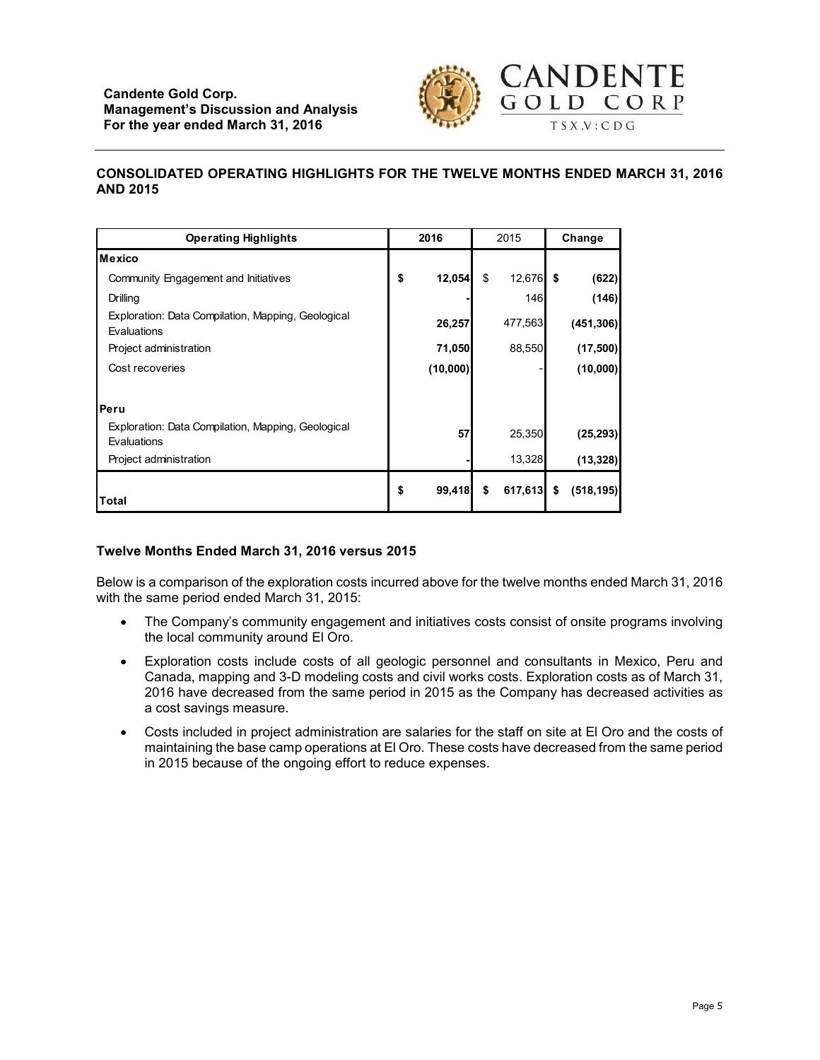## CONSOLIDATED OPERATING HIGHLIGHTS FOR THE TWELVE MONTHS ENDED MARCH 31, 2016 AND 2015

| Operating Highlights | 2016 | 2015 | Change |
|---|---|---|---|
| **Mexico** | | | |
| Community Engagement and Initiatives | **$ 12,054** | $ 12,676 | **$ (622)** |
| Drilling | **-** | 146 | **(146)** |
| Exploration: Data Compilation, Mapping, Geological Evaluations | **26,257** | 477,563 | **(451,306)** |
| Project administration | **71,050** | 88,550 | **(17,500)** |
| Cost recoveries | **(10,000)** | - | **(10,000)** |
| **Peru** | | | |
| Exploration: Data Compilation, Mapping, Geological Evaluations | **57** | 25,350 | **(25,293)** |
| Project administration | **-** | 13,328 | **(13,328)** |
| **Total** | **$ 99,418** | **$ 617,613** | **$ (518,195)** |

### Twelve Months Ended March 31, 2016 versus 2015

Below is a comparison of the exploration costs incurred above for the twelve months ended March 31, 2016 with the same period ended March 31, 2015:

- The Company's community engagement and initiatives costs consist of onsite programs involving the local community around El Oro.
- Exploration costs include costs of all geologic personnel and consultants in Mexico, Peru and Canada, mapping and 3-D modeling costs and civil works costs. Exploration costs as of March 31, 2016 have decreased from the same period in 2015 as the Company has decreased activities as a cost savings measure.
- Costs included in project administration are salaries for the staff on site at El Oro and the costs of maintaining the base camp operations at El Oro. These costs have decreased from the same period in 2015 because of the ongoing effort to reduce expenses.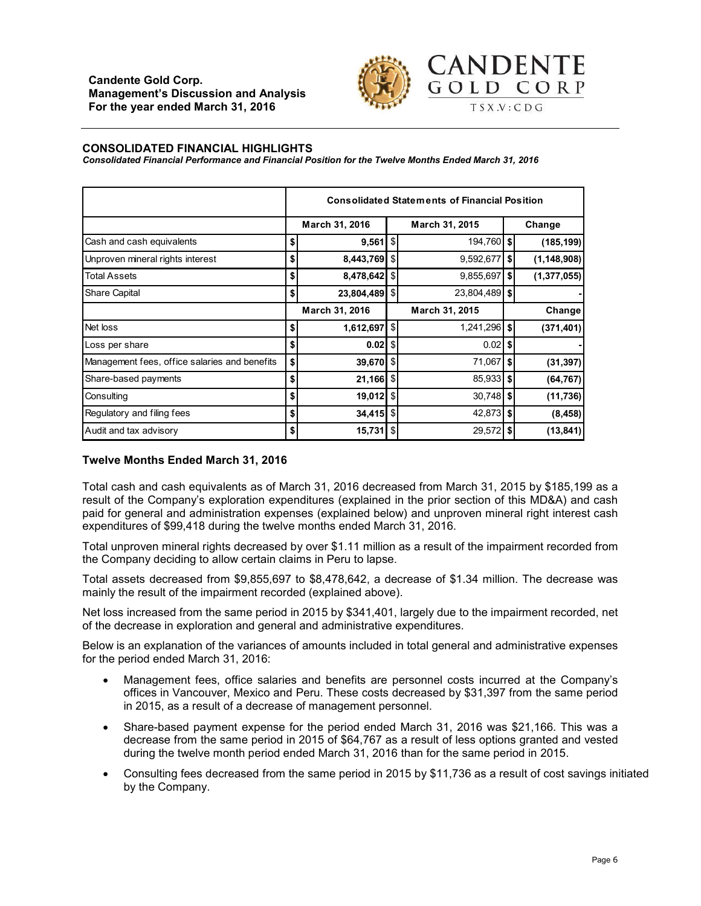## CONSOLIDATED FINANCIAL HIGHLIGHTS

***Consolidated Financial Performance and Financial Position for the Twelve Months Ended March 31, 2016***

| | Consolidated Statements of Financial Position | | |
|---|---|---|---|
| | March 31, 2016 | March 31, 2015 | Change |
| Cash and cash equivalents | $ 9,561 | $ 194,760 | $ (185,199) |
| Unproven mineral rights interest | $ 8,443,769 | $ 9,592,677 | $ (1,148,908) |
| Total Assets | $ 8,478,642 | $ 9,855,697 | $ (1,377,055) |
| Share Capital | $ 23,804,489 | $ 23,804,489 | $ - |
| | March 31, 2016 | March 31, 2015 | Change |
| Net loss | $ 1,612,697 | $ 1,241,296 | $ (371,401) |
| Loss per share | $ 0.02 | $ 0.02 | $ - |
| Management fees, office salaries and benefits | $ 39,670 | $ 71,067 | $ (31,397) |
| Share-based payments | $ 21,166 | $ 85,933 | $ (64,767) |
| Consulting | $ 19,012 | $ 30,748 | $ (11,736) |
| Regulatory and filing fees | $ 34,415 | $ 42,873 | $ (8,458) |
| Audit and tax advisory | $ 15,731 | $ 29,572 | $ (13,841) |

### Twelve Months Ended March 31, 2016

Total cash and cash equivalents as of March 31, 2016 decreased from March 31, 2015 by $185,199 as a result of the Company's exploration expenditures (explained in the prior section of this MD&A) and cash paid for general and administration expenses (explained below) and unproven mineral right interest cash expenditures of $99,418 during the twelve months ended March 31, 2016.

Total unproven mineral rights decreased by over $1.11 million as a result of the impairment recorded from the Company deciding to allow certain claims in Peru to lapse.

Total assets decreased from $9,855,697 to $8,478,642, a decrease of $1.34 million. The decrease was mainly the result of the impairment recorded (explained above).

Net loss increased from the same period in 2015 by $341,401, largely due to the impairment recorded, net of the decrease in exploration and general and administrative expenditures.

Below is an explanation of the variances of amounts included in total general and administrative expenses for the period ended March 31, 2016:

- Management fees, office salaries and benefits are personnel costs incurred at the Company's offices in Vancouver, Mexico and Peru. These costs decreased by $31,397 from the same period in 2015, as a result of a decrease of management personnel.
- Share-based payment expense for the period ended March 31, 2016 was $21,166. This was a decrease from the same period in 2015 of $64,767 as a result of less options granted and vested during the twelve month period ended March 31, 2016 than for the same period in 2015.
- Consulting fees decreased from the same period in 2015 by $11,736 as a result of cost savings initiated by the Company.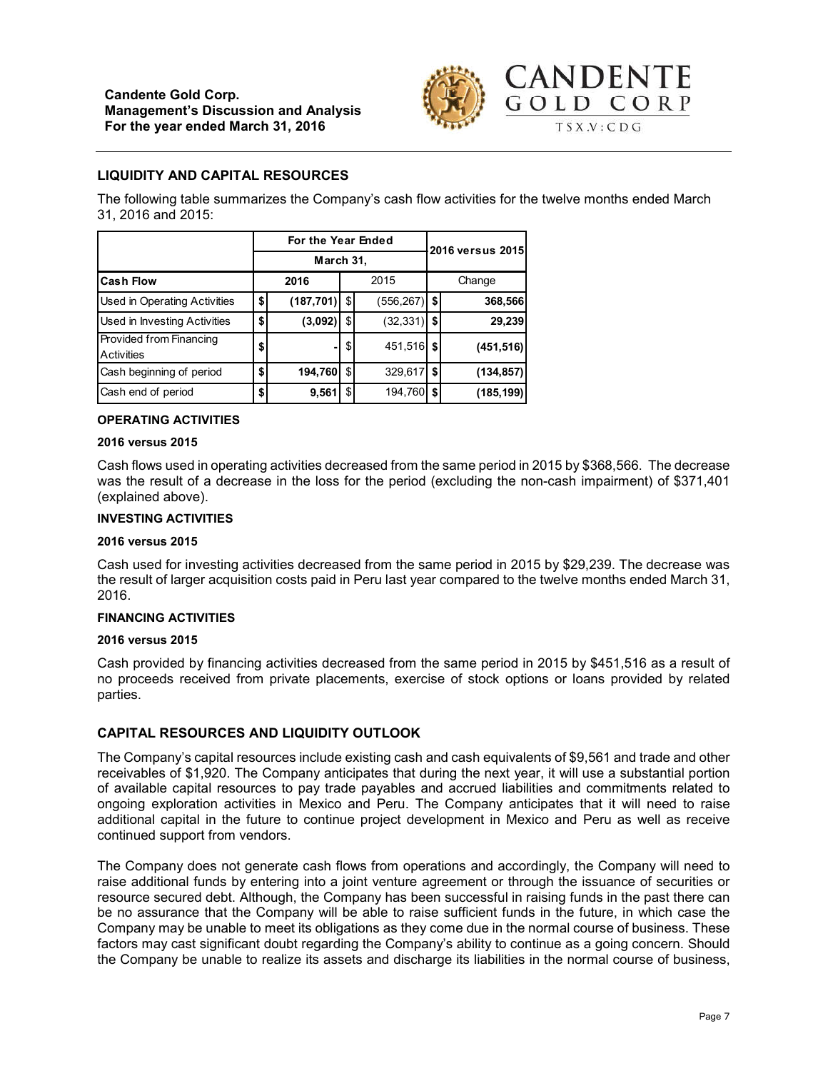## LIQUIDITY AND CAPITAL RESOURCES

The following table summarizes the Company's cash flow activities for the twelve months ended March 31, 2016 and 2015:

| | For the Year Ended March 31, | | 2016 versus 2015 |
|---|---|---|---|
| **Cash Flow** | **2016** | 2015 | Change |
| Used in Operating Activities | **$ (187,701)** | $ (556,267) | **$ 368,566** |
| Used in Investing Activities | **$ (3,092)** | $ (32,331) | **$ 29,239** |
| Provided from Financing Activities | **$ -** | $ 451,516 | **$ (451,516)** |
| Cash beginning of period | **$ 194,760** | $ 329,617 | **$ (134,857)** |
| Cash end of period | **$ 9,561** | $ 194,760 | **$ (185,199)** |

#### OPERATING ACTIVITIES

**2016 versus 2015**

Cash flows used in operating activities decreased from the same period in 2015 by $368,566. The decrease was the result of a decrease in the loss for the period (excluding the non-cash impairment) of $371,401 (explained above).

#### INVESTING ACTIVITIES

**2016 versus 2015**

Cash used for investing activities decreased from the same period in 2015 by $29,239. The decrease was the result of larger acquisition costs paid in Peru last year compared to the twelve months ended March 31, 2016.

#### FINANCING ACTIVITIES

**2016 versus 2015**

Cash provided by financing activities decreased from the same period in 2015 by $451,516 as a result of no proceeds received from private placements, exercise of stock options or loans provided by related parties.

## CAPITAL RESOURCES AND LIQUIDITY OUTLOOK

The Company's capital resources include existing cash and cash equivalents of $9,561 and trade and other receivables of $1,920. The Company anticipates that during the next year, it will use a substantial portion of available capital resources to pay trade payables and accrued liabilities and commitments related to ongoing exploration activities in Mexico and Peru. The Company anticipates that it will need to raise additional capital in the future to continue project development in Mexico and Peru as well as receive continued support from vendors.

The Company does not generate cash flows from operations and accordingly, the Company will need to raise additional funds by entering into a joint venture agreement or through the issuance of securities or resource secured debt. Although, the Company has been successful in raising funds in the past there can be no assurance that the Company will be able to raise sufficient funds in the future, in which case the Company may be unable to meet its obligations as they come due in the normal course of business. These factors may cast significant doubt regarding the Company's ability to continue as a going concern. Should the Company be unable to realize its assets and discharge its liabilities in the normal course of business,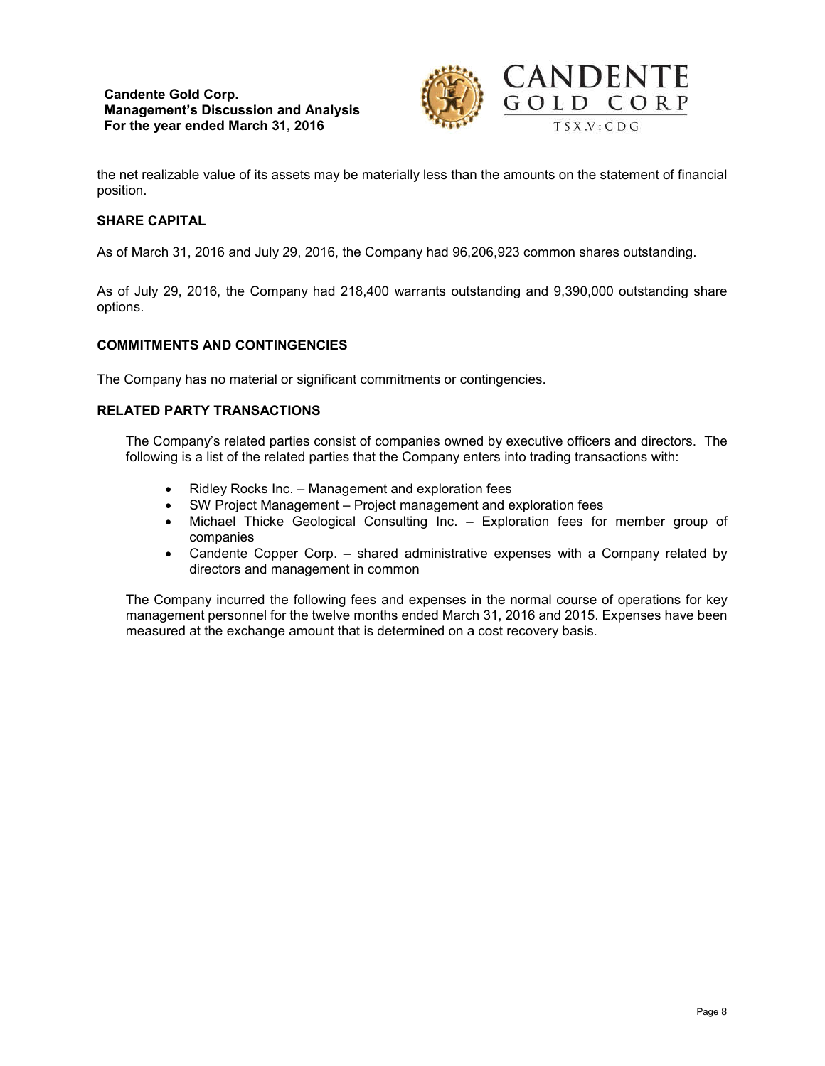the net realizable value of its assets may be materially less than the amounts on the statement of financial position.

## SHARE CAPITAL

As of March 31, 2016 and July 29, 2016, the Company had 96,206,923 common shares outstanding.

As of July 29, 2016, the Company had 218,400 warrants outstanding and 9,390,000 outstanding share options.

## COMMITMENTS AND CONTINGENCIES

The Company has no material or significant commitments or contingencies.

## RELATED PARTY TRANSACTIONS

The Company's related parties consist of companies owned by executive officers and directors. The following is a list of the related parties that the Company enters into trading transactions with:

- Ridley Rocks Inc. – Management and exploration fees
- SW Project Management – Project management and exploration fees
- Michael Thicke Geological Consulting Inc. – Exploration fees for member group of companies
- Candente Copper Corp. – shared administrative expenses with a Company related by directors and management in common

The Company incurred the following fees and expenses in the normal course of operations for key management personnel for the twelve months ended March 31, 2016 and 2015. Expenses have been measured at the exchange amount that is determined on a cost recovery basis.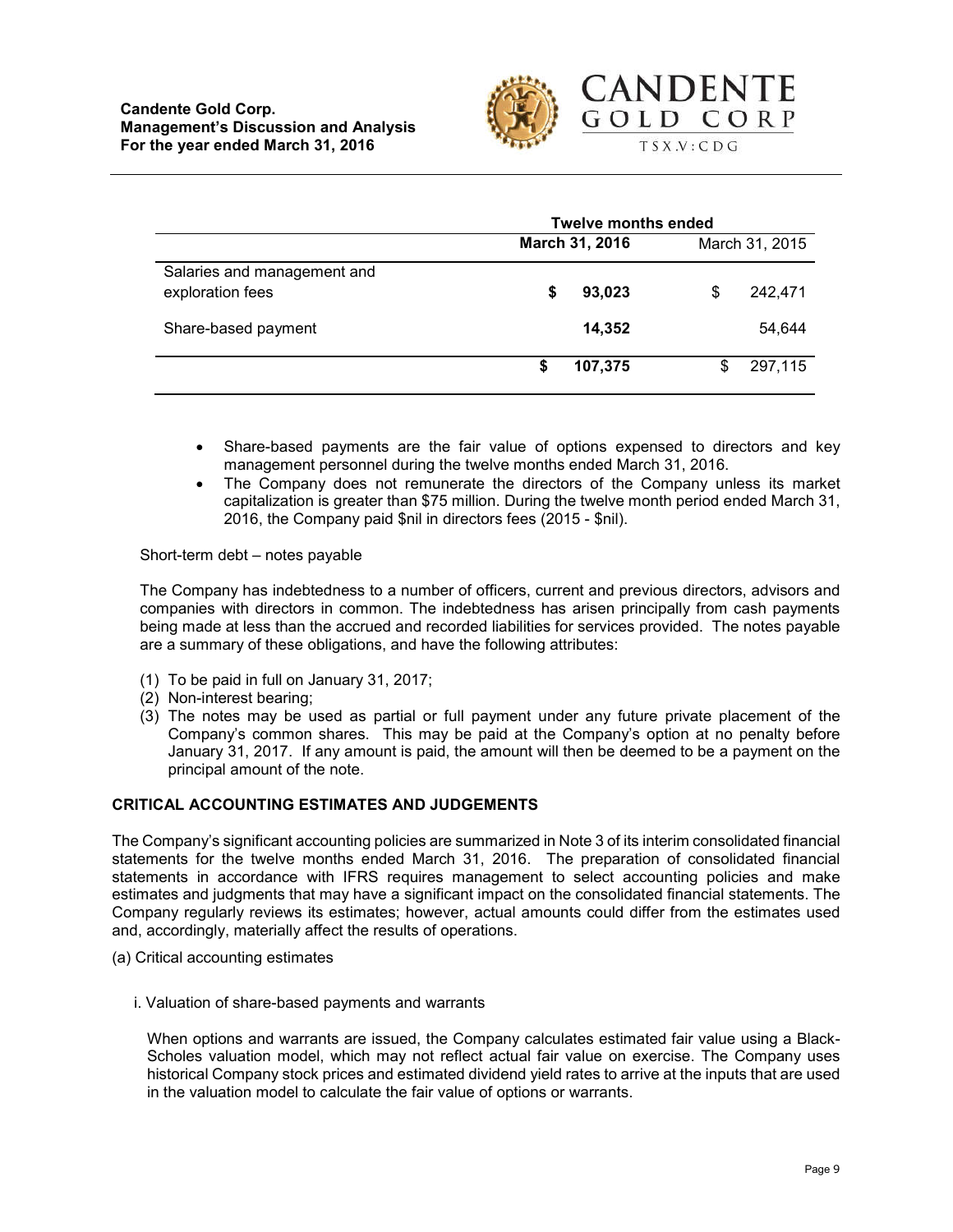| | Twelve months ended | |
|---|---|---|
| | **March 31, 2016** | March 31, 2015 |
| Salaries and management and exploration fees | **$ 93,023** | $ 242,471 |
| Share-based payment | **14,352** | 54,644 |
| | **$ 107,375** | $ 297,115 |

- Share-based payments are the fair value of options expensed to directors and key management personnel during the twelve months ended March 31, 2016.
- The Company does not remunerate the directors of the Company unless its market capitalization is greater than $75 million. During the twelve month period ended March 31, 2016, the Company paid $nil in directors fees (2015 - $nil).

Short-term debt – notes payable

The Company has indebtedness to a number of officers, current and previous directors, advisors and companies with directors in common. The indebtedness has arisen principally from cash payments being made at less than the accrued and recorded liabilities for services provided. The notes payable are a summary of these obligations, and have the following attributes:

(1) To be paid in full on January 31, 2017;
(2) Non-interest bearing;
(3) The notes may be used as partial or full payment under any future private placement of the Company's common shares. This may be paid at the Company's option at no penalty before January 31, 2017. If any amount is paid, the amount will then be deemed to be a payment on the principal amount of the note.

## CRITICAL ACCOUNTING ESTIMATES AND JUDGEMENTS

The Company's significant accounting policies are summarized in Note 3 of its interim consolidated financial statements for the twelve months ended March 31, 2016. The preparation of consolidated financial statements in accordance with IFRS requires management to select accounting policies and make estimates and judgments that may have a significant impact on the consolidated financial statements. The Company regularly reviews its estimates; however, actual amounts could differ from the estimates used and, accordingly, materially affect the results of operations.

(a) Critical accounting estimates

i. Valuation of share-based payments and warrants

When options and warrants are issued, the Company calculates estimated fair value using a Black-Scholes valuation model, which may not reflect actual fair value on exercise. The Company uses historical Company stock prices and estimated dividend yield rates to arrive at the inputs that are used in the valuation model to calculate the fair value of options or warrants.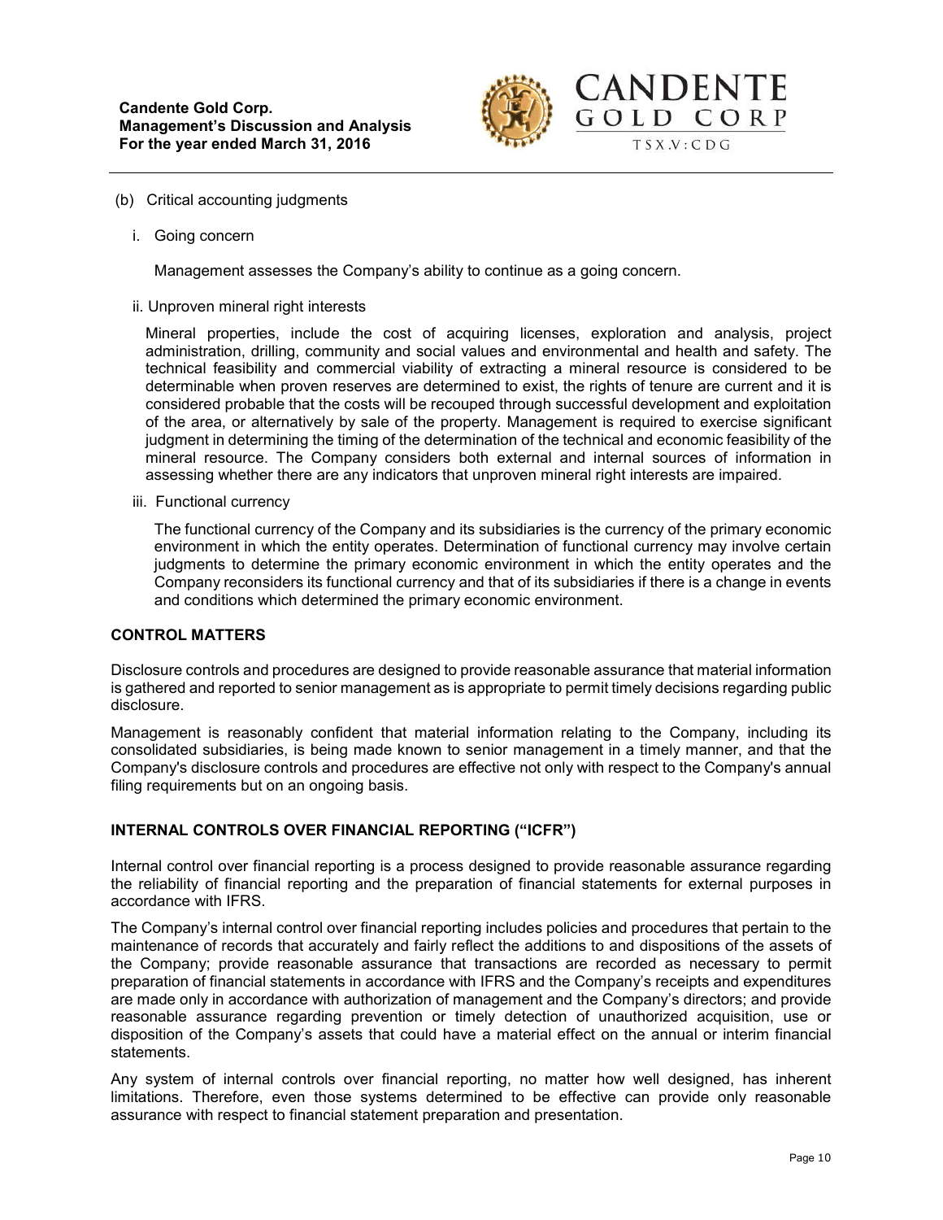(b) Critical accounting judgments

i. Going concern

Management assesses the Company's ability to continue as a going concern.

ii. Unproven mineral right interests

Mineral properties, include the cost of acquiring licenses, exploration and analysis, project administration, drilling, community and social values and environmental and health and safety. The technical feasibility and commercial viability of extracting a mineral resource is considered to be determinable when proven reserves are determined to exist, the rights of tenure are current and it is considered probable that the costs will be recouped through successful development and exploitation of the area, or alternatively by sale of the property. Management is required to exercise significant judgment in determining the timing of the determination of the technical and economic feasibility of the mineral resource. The Company considers both external and internal sources of information in assessing whether there are any indicators that unproven mineral right interests are impaired.

iii. Functional currency

The functional currency of the Company and its subsidiaries is the currency of the primary economic environment in which the entity operates. Determination of functional currency may involve certain judgments to determine the primary economic environment in which the entity operates and the Company reconsiders its functional currency and that of its subsidiaries if there is a change in events and conditions which determined the primary economic environment.

## CONTROL MATTERS

Disclosure controls and procedures are designed to provide reasonable assurance that material information is gathered and reported to senior management as is appropriate to permit timely decisions regarding public disclosure.

Management is reasonably confident that material information relating to the Company, including its consolidated subsidiaries, is being made known to senior management in a timely manner, and that the Company's disclosure controls and procedures are effective not only with respect to the Company's annual filing requirements but on an ongoing basis.

## INTERNAL CONTROLS OVER FINANCIAL REPORTING ("ICFR")

Internal control over financial reporting is a process designed to provide reasonable assurance regarding the reliability of financial reporting and the preparation of financial statements for external purposes in accordance with IFRS.

The Company's internal control over financial reporting includes policies and procedures that pertain to the maintenance of records that accurately and fairly reflect the additions to and dispositions of the assets of the Company; provide reasonable assurance that transactions are recorded as necessary to permit preparation of financial statements in accordance with IFRS and the Company's receipts and expenditures are made only in accordance with authorization of management and the Company's directors; and provide reasonable assurance regarding prevention or timely detection of unauthorized acquisition, use or disposition of the Company's assets that could have a material effect on the annual or interim financial statements.

Any system of internal controls over financial reporting, no matter how well designed, has inherent limitations. Therefore, even those systems determined to be effective can provide only reasonable assurance with respect to financial statement preparation and presentation.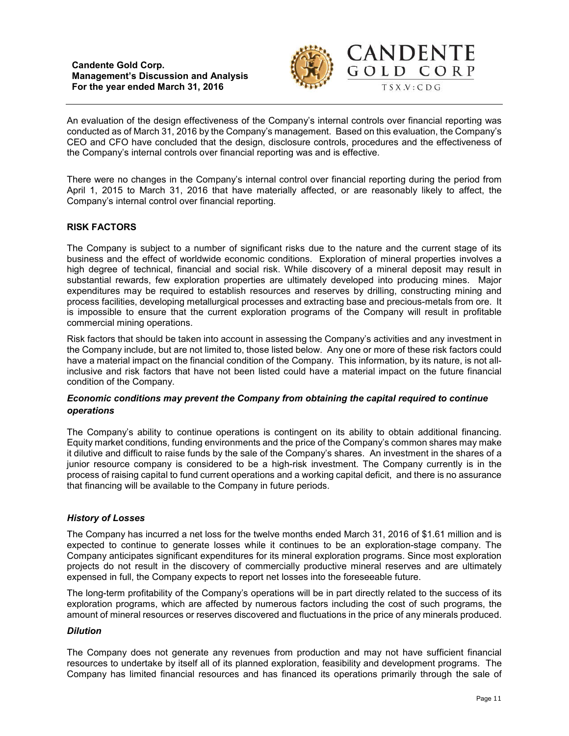An evaluation of the design effectiveness of the Company's internal controls over financial reporting was conducted as of March 31, 2016 by the Company's management. Based on this evaluation, the Company's CEO and CFO have concluded that the design, disclosure controls, procedures and the effectiveness of the Company's internal controls over financial reporting was and is effective.

There were no changes in the Company's internal control over financial reporting during the period from April 1, 2015 to March 31, 2016 that have materially affected, or are reasonably likely to affect, the Company's internal control over financial reporting.

## RISK FACTORS

The Company is subject to a number of significant risks due to the nature and the current stage of its business and the effect of worldwide economic conditions. Exploration of mineral properties involves a high degree of technical, financial and social risk. While discovery of a mineral deposit may result in substantial rewards, few exploration properties are ultimately developed into producing mines. Major expenditures may be required to establish resources and reserves by drilling, constructing mining and process facilities, developing metallurgical processes and extracting base and precious-metals from ore. It is impossible to ensure that the current exploration programs of the Company will result in profitable commercial mining operations.

Risk factors that should be taken into account in assessing the Company's activities and any investment in the Company include, but are not limited to, those listed below. Any one or more of these risk factors could have a material impact on the financial condition of the Company. This information, by its nature, is not all-inclusive and risk factors that have not been listed could have a material impact on the future financial condition of the Company.

### *Economic conditions may prevent the Company from obtaining the capital required to continue operations*

The Company's ability to continue operations is contingent on its ability to obtain additional financing. Equity market conditions, funding environments and the price of the Company's common shares may make it dilutive and difficult to raise funds by the sale of the Company's shares. An investment in the shares of a junior resource company is considered to be a high-risk investment. The Company currently is in the process of raising capital to fund current operations and a working capital deficit, and there is no assurance that financing will be available to the Company in future periods.

### *History of Losses*

The Company has incurred a net loss for the twelve months ended March 31, 2016 of $1.61 million and is expected to continue to generate losses while it continues to be an exploration-stage company. The Company anticipates significant expenditures for its mineral exploration programs. Since most exploration projects do not result in the discovery of commercially productive mineral reserves and are ultimately expensed in full, the Company expects to report net losses into the foreseeable future.

The long-term profitability of the Company's operations will be in part directly related to the success of its exploration programs, which are affected by numerous factors including the cost of such programs, the amount of mineral resources or reserves discovered and fluctuations in the price of any minerals produced.

### *Dilution*

The Company does not generate any revenues from production and may not have sufficient financial resources to undertake by itself all of its planned exploration, feasibility and development programs. The Company has limited financial resources and has financed its operations primarily through the sale of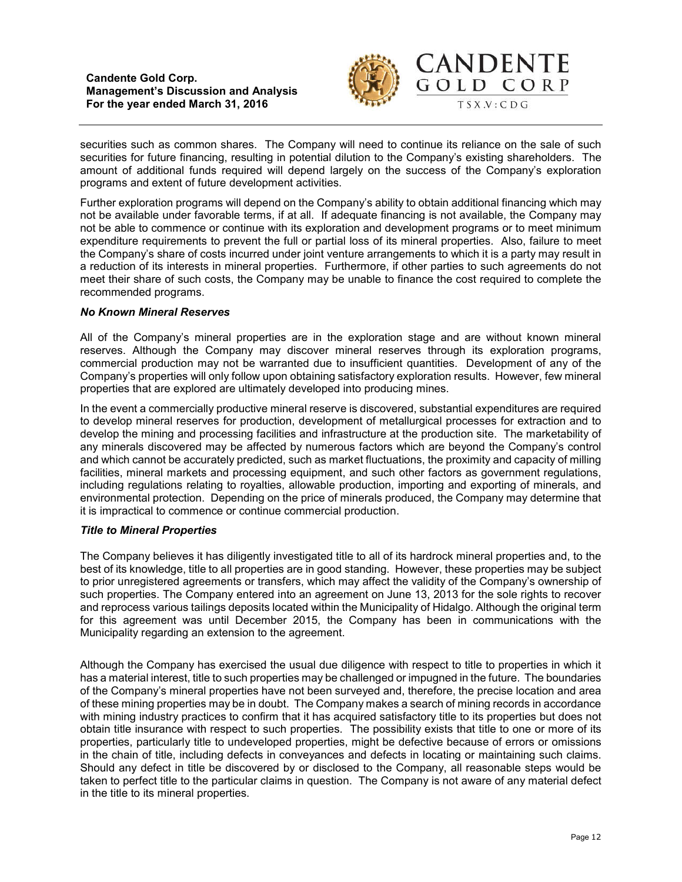securities such as common shares. The Company will need to continue its reliance on the sale of such securities for future financing, resulting in potential dilution to the Company's existing shareholders. The amount of additional funds required will depend largely on the success of the Company's exploration programs and extent of future development activities.

Further exploration programs will depend on the Company's ability to obtain additional financing which may not be available under favorable terms, if at all. If adequate financing is not available, the Company may not be able to commence or continue with its exploration and development programs or to meet minimum expenditure requirements to prevent the full or partial loss of its mineral properties. Also, failure to meet the Company's share of costs incurred under joint venture arrangements to which it is a party may result in a reduction of its interests in mineral properties. Furthermore, if other parties to such agreements do not meet their share of such costs, the Company may be unable to finance the cost required to complete the recommended programs.

***No Known Mineral Reserves***

All of the Company's mineral properties are in the exploration stage and are without known mineral reserves. Although the Company may discover mineral reserves through its exploration programs, commercial production may not be warranted due to insufficient quantities. Development of any of the Company's properties will only follow upon obtaining satisfactory exploration results. However, few mineral properties that are explored are ultimately developed into producing mines.

In the event a commercially productive mineral reserve is discovered, substantial expenditures are required to develop mineral reserves for production, development of metallurgical processes for extraction and to develop the mining and processing facilities and infrastructure at the production site. The marketability of any minerals discovered may be affected by numerous factors which are beyond the Company's control and which cannot be accurately predicted, such as market fluctuations, the proximity and capacity of milling facilities, mineral markets and processing equipment, and such other factors as government regulations, including regulations relating to royalties, allowable production, importing and exporting of minerals, and environmental protection. Depending on the price of minerals produced, the Company may determine that it is impractical to commence or continue commercial production.

***Title to Mineral Properties***

The Company believes it has diligently investigated title to all of its hardrock mineral properties and, to the best of its knowledge, title to all properties are in good standing. However, these properties may be subject to prior unregistered agreements or transfers, which may affect the validity of the Company's ownership of such properties. The Company entered into an agreement on June 13, 2013 for the sole rights to recover and reprocess various tailings deposits located within the Municipality of Hidalgo. Although the original term for this agreement was until December 2015, the Company has been in communications with the Municipality regarding an extension to the agreement.

Although the Company has exercised the usual due diligence with respect to title to properties in which it has a material interest, title to such properties may be challenged or impugned in the future. The boundaries of the Company's mineral properties have not been surveyed and, therefore, the precise location and area of these mining properties may be in doubt. The Company makes a search of mining records in accordance with mining industry practices to confirm that it has acquired satisfactory title to its properties but does not obtain title insurance with respect to such properties. The possibility exists that title to one or more of its properties, particularly title to undeveloped properties, might be defective because of errors or omissions in the chain of title, including defects in conveyances and defects in locating or maintaining such claims. Should any defect in title be discovered by or disclosed to the Company, all reasonable steps would be taken to perfect title to the particular claims in question. The Company is not aware of any material defect in the title to its mineral properties.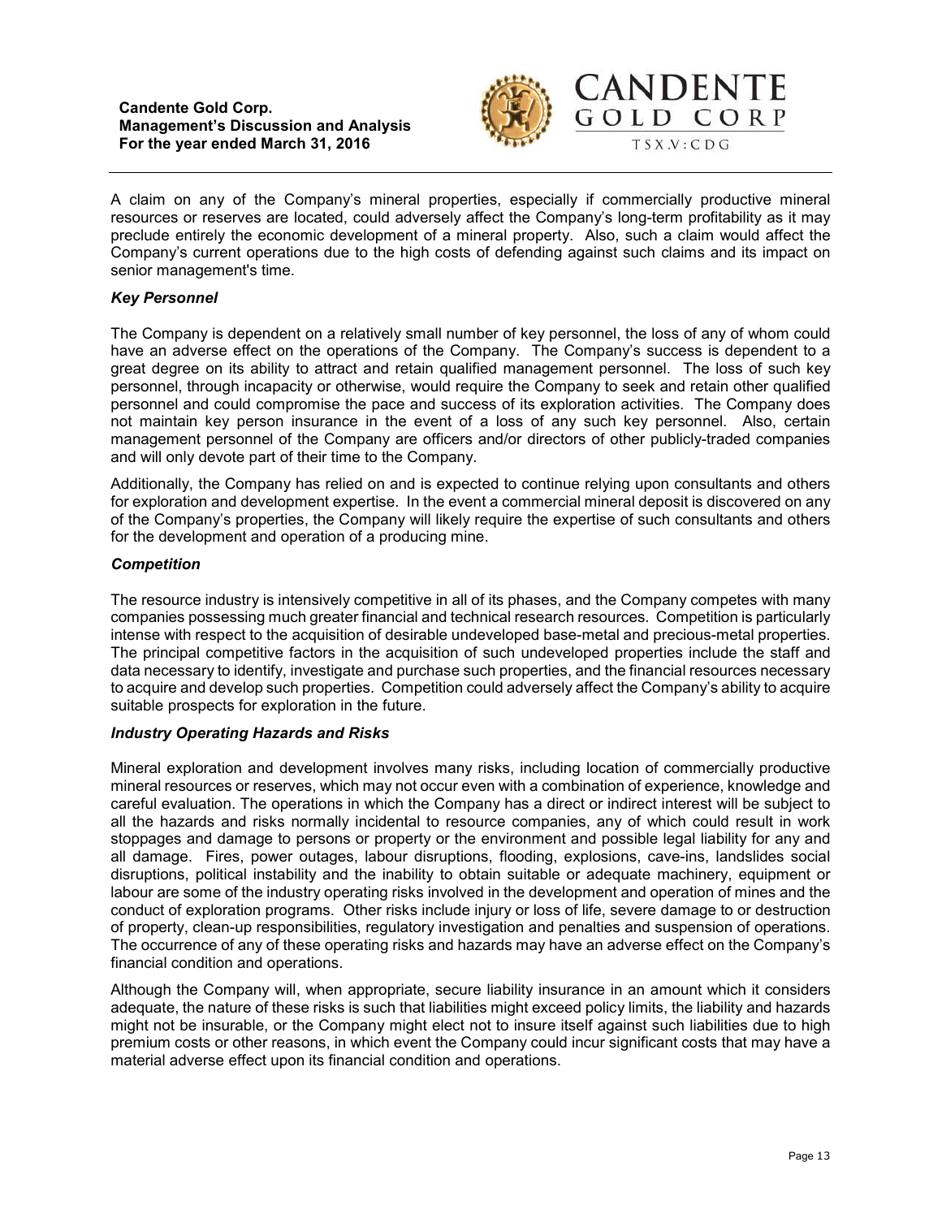A claim on any of the Company's mineral properties, especially if commercially productive mineral resources or reserves are located, could adversely affect the Company's long-term profitability as it may preclude entirely the economic development of a mineral property. Also, such a claim would affect the Company's current operations due to the high costs of defending against such claims and its impact on senior management's time.

### *Key Personnel*

The Company is dependent on a relatively small number of key personnel, the loss of any of whom could have an adverse effect on the operations of the Company. The Company's success is dependent to a great degree on its ability to attract and retain qualified management personnel. The loss of such key personnel, through incapacity or otherwise, would require the Company to seek and retain other qualified personnel and could compromise the pace and success of its exploration activities. The Company does not maintain key person insurance in the event of a loss of any such key personnel. Also, certain management personnel of the Company are officers and/or directors of other publicly-traded companies and will only devote part of their time to the Company.

Additionally, the Company has relied on and is expected to continue relying upon consultants and others for exploration and development expertise. In the event a commercial mineral deposit is discovered on any of the Company's properties, the Company will likely require the expertise of such consultants and others for the development and operation of a producing mine.

### *Competition*

The resource industry is intensively competitive in all of its phases, and the Company competes with many companies possessing much greater financial and technical research resources. Competition is particularly intense with respect to the acquisition of desirable undeveloped base-metal and precious-metal properties. The principal competitive factors in the acquisition of such undeveloped properties include the staff and data necessary to identify, investigate and purchase such properties, and the financial resources necessary to acquire and develop such properties. Competition could adversely affect the Company's ability to acquire suitable prospects for exploration in the future.

### *Industry Operating Hazards and Risks*

Mineral exploration and development involves many risks, including location of commercially productive mineral resources or reserves, which may not occur even with a combination of experience, knowledge and careful evaluation. The operations in which the Company has a direct or indirect interest will be subject to all the hazards and risks normally incidental to resource companies, any of which could result in work stoppages and damage to persons or property or the environment and possible legal liability for any and all damage. Fires, power outages, labour disruptions, flooding, explosions, cave-ins, landslides social disruptions, political instability and the inability to obtain suitable or adequate machinery, equipment or labour are some of the industry operating risks involved in the development and operation of mines and the conduct of exploration programs. Other risks include injury or loss of life, severe damage to or destruction of property, clean-up responsibilities, regulatory investigation and penalties and suspension of operations. The occurrence of any of these operating risks and hazards may have an adverse effect on the Company's financial condition and operations.

Although the Company will, when appropriate, secure liability insurance in an amount which it considers adequate, the nature of these risks is such that liabilities might exceed policy limits, the liability and hazards might not be insurable, or the Company might elect not to insure itself against such liabilities due to high premium costs or other reasons, in which event the Company could incur significant costs that may have a material adverse effect upon its financial condition and operations.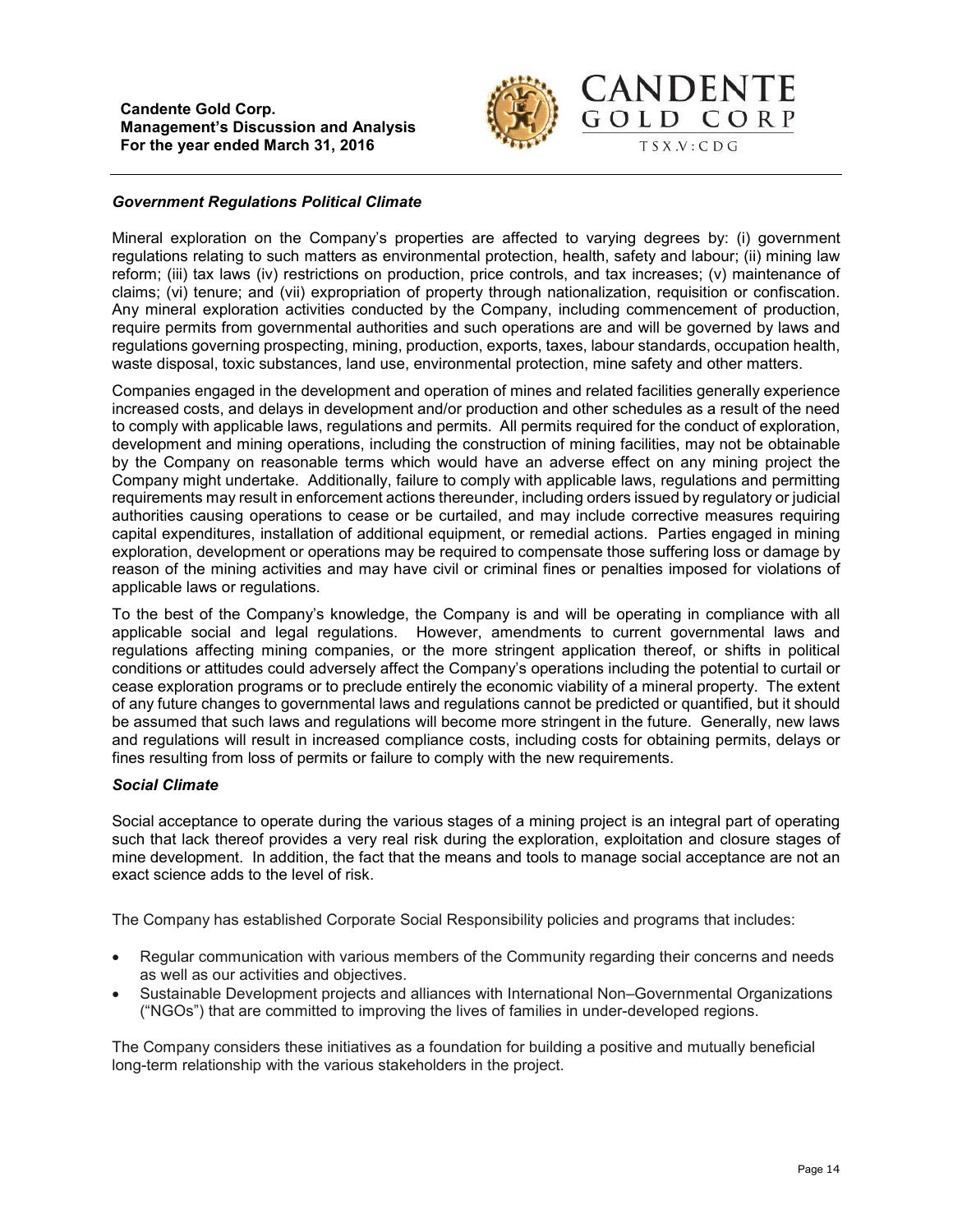### *Government Regulations Political Climate*

Mineral exploration on the Company's properties are affected to varying degrees by: (i) government regulations relating to such matters as environmental protection, health, safety and labour; (ii) mining law reform; (iii) tax laws (iv) restrictions on production, price controls, and tax increases; (v) maintenance of claims; (vi) tenure; and (vii) expropriation of property through nationalization, requisition or confiscation. Any mineral exploration activities conducted by the Company, including commencement of production, require permits from governmental authorities and such operations are and will be governed by laws and regulations governing prospecting, mining, production, exports, taxes, labour standards, occupation health, waste disposal, toxic substances, land use, environmental protection, mine safety and other matters.

Companies engaged in the development and operation of mines and related facilities generally experience increased costs, and delays in development and/or production and other schedules as a result of the need to comply with applicable laws, regulations and permits. All permits required for the conduct of exploration, development and mining operations, including the construction of mining facilities, may not be obtainable by the Company on reasonable terms which would have an adverse effect on any mining project the Company might undertake. Additionally, failure to comply with applicable laws, regulations and permitting requirements may result in enforcement actions thereunder, including orders issued by regulatory or judicial authorities causing operations to cease or be curtailed, and may include corrective measures requiring capital expenditures, installation of additional equipment, or remedial actions. Parties engaged in mining exploration, development or operations may be required to compensate those suffering loss or damage by reason of the mining activities and may have civil or criminal fines or penalties imposed for violations of applicable laws or regulations.

To the best of the Company's knowledge, the Company is and will be operating in compliance with all applicable social and legal regulations. However, amendments to current governmental laws and regulations affecting mining companies, or the more stringent application thereof, or shifts in political conditions or attitudes could adversely affect the Company's operations including the potential to curtail or cease exploration programs or to preclude entirely the economic viability of a mineral property. The extent of any future changes to governmental laws and regulations cannot be predicted or quantified, but it should be assumed that such laws and regulations will become more stringent in the future. Generally, new laws and regulations will result in increased compliance costs, including costs for obtaining permits, delays or fines resulting from loss of permits or failure to comply with the new requirements.

### *Social Climate*

Social acceptance to operate during the various stages of a mining project is an integral part of operating such that lack thereof provides a very real risk during the exploration, exploitation and closure stages of mine development. In addition, the fact that the means and tools to manage social acceptance are not an exact science adds to the level of risk.

The Company has established Corporate Social Responsibility policies and programs that includes:

- Regular communication with various members of the Community regarding their concerns and needs as well as our activities and objectives.
- Sustainable Development projects and alliances with International Non–Governmental Organizations ("NGOs") that are committed to improving the lives of families in under-developed regions.

The Company considers these initiatives as a foundation for building a positive and mutually beneficial long-term relationship with the various stakeholders in the project.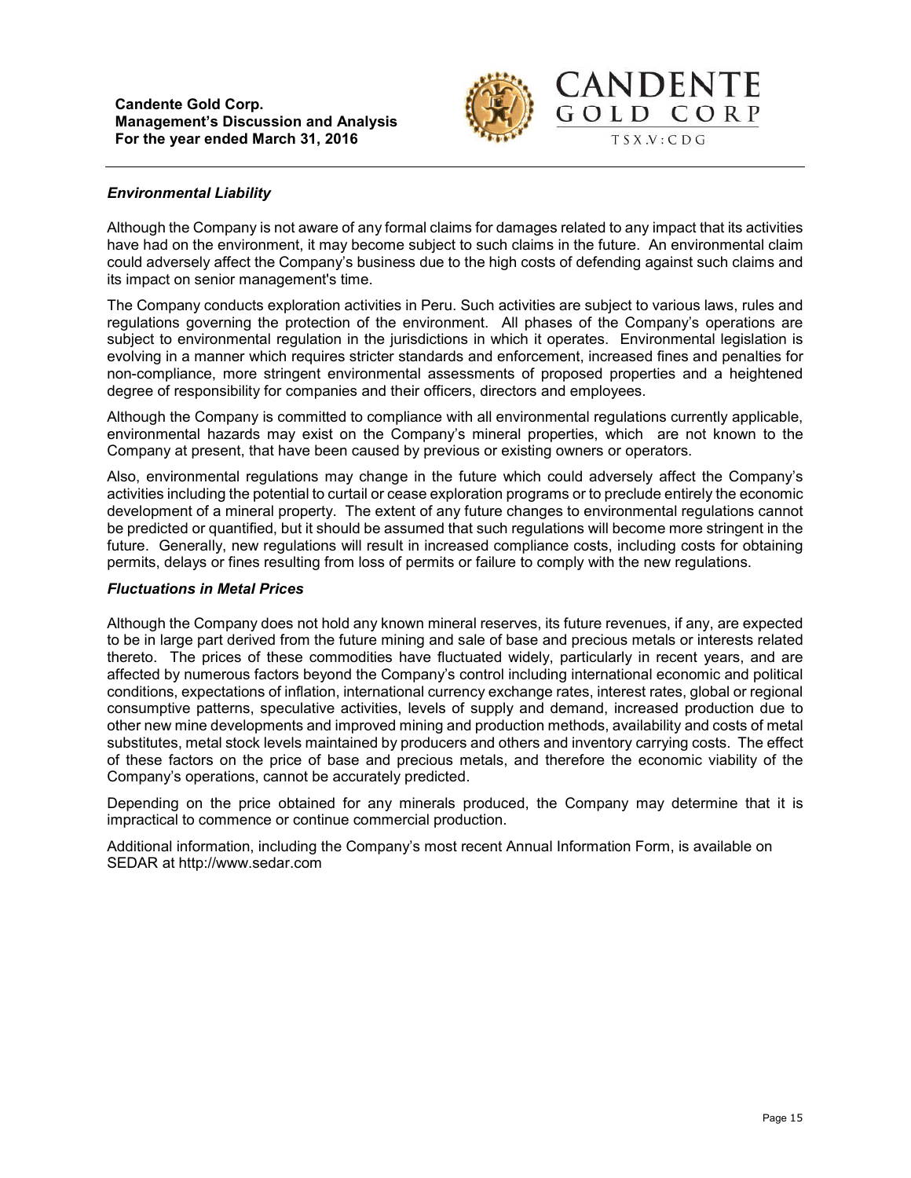### *Environmental Liability*

Although the Company is not aware of any formal claims for damages related to any impact that its activities have had on the environment, it may become subject to such claims in the future. An environmental claim could adversely affect the Company's business due to the high costs of defending against such claims and its impact on senior management's time.

The Company conducts exploration activities in Peru. Such activities are subject to various laws, rules and regulations governing the protection of the environment. All phases of the Company's operations are subject to environmental regulation in the jurisdictions in which it operates. Environmental legislation is evolving in a manner which requires stricter standards and enforcement, increased fines and penalties for non-compliance, more stringent environmental assessments of proposed properties and a heightened degree of responsibility for companies and their officers, directors and employees.

Although the Company is committed to compliance with all environmental regulations currently applicable, environmental hazards may exist on the Company's mineral properties, which are not known to the Company at present, that have been caused by previous or existing owners or operators.

Also, environmental regulations may change in the future which could adversely affect the Company's activities including the potential to curtail or cease exploration programs or to preclude entirely the economic development of a mineral property. The extent of any future changes to environmental regulations cannot be predicted or quantified, but it should be assumed that such regulations will become more stringent in the future. Generally, new regulations will result in increased compliance costs, including costs for obtaining permits, delays or fines resulting from loss of permits or failure to comply with the new regulations.

### *Fluctuations in Metal Prices*

Although the Company does not hold any known mineral reserves, its future revenues, if any, are expected to be in large part derived from the future mining and sale of base and precious metals or interests related thereto. The prices of these commodities have fluctuated widely, particularly in recent years, and are affected by numerous factors beyond the Company's control including international economic and political conditions, expectations of inflation, international currency exchange rates, interest rates, global or regional consumptive patterns, speculative activities, levels of supply and demand, increased production due to other new mine developments and improved mining and production methods, availability and costs of metal substitutes, metal stock levels maintained by producers and others and inventory carrying costs. The effect of these factors on the price of base and precious metals, and therefore the economic viability of the Company's operations, cannot be accurately predicted.

Depending on the price obtained for any minerals produced, the Company may determine that it is impractical to commence or continue commercial production.

Additional information, including the Company's most recent Annual Information Form, is available on SEDAR at http://www.sedar.com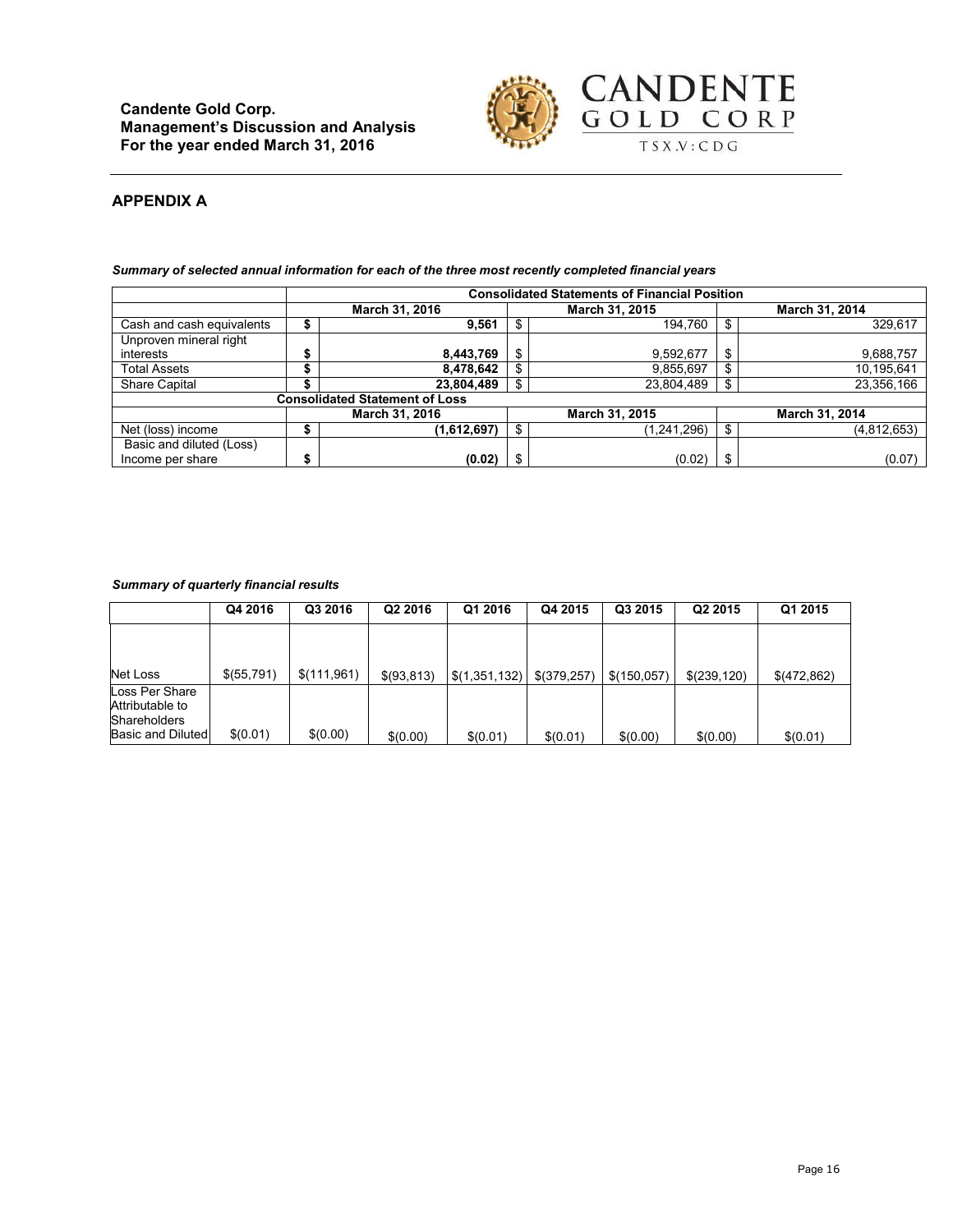## APPENDIX A

***Summary of selected annual information for each of the three most recently completed financial years***

| | Consolidated Statements of Financial Position | | |
|---|---|---|---|
| | **March 31, 2016** | **March 31, 2015** | **March 31, 2014** |
| Cash and cash equivalents | **$ 9,561** | $ 194,760 | $ 329,617 |
| Unproven mineral right interests | **$ 8,443,769** | $ 9,592,677 | $ 9,688,757 |
| Total Assets | **$ 8,478,642** | $ 9,855,697 | $ 10,195,641 |
| Share Capital | **$ 23,804,489** | $ 23,804,489 | $ 23,356,166 |
| | **Consolidated Statement of Loss** | | |
| | **March 31, 2016** | **March 31, 2015** | **March 31, 2014** |
| Net (loss) income | **$ (1,612,697)** | $ (1,241,296) | $ (4,812,653) |
| Basic and diluted (Loss) Income per share | **$ (0.02)** | $ (0.02) | $ (0.07) |

***Summary of quarterly financial results***

| | Q4 2016 | Q3 2016 | Q2 2016 | Q1 2016 | Q4 2015 | Q3 2015 | Q2 2015 | Q1 2015 |
|---|---|---|---|---|---|---|---|---|
| Net Loss | $(55,791) | $(111,961) | $(93,813) | $(1,351,132) | $(379,257) | $(150,057) | $(239,120) | $(472,862) |
| Loss Per Share Attributable to Shareholders Basic and Diluted | $(0.01) | $(0.00) | $(0.00) | $(0.01) | $(0.01) | $(0.00) | $(0.00) | $(0.01) |